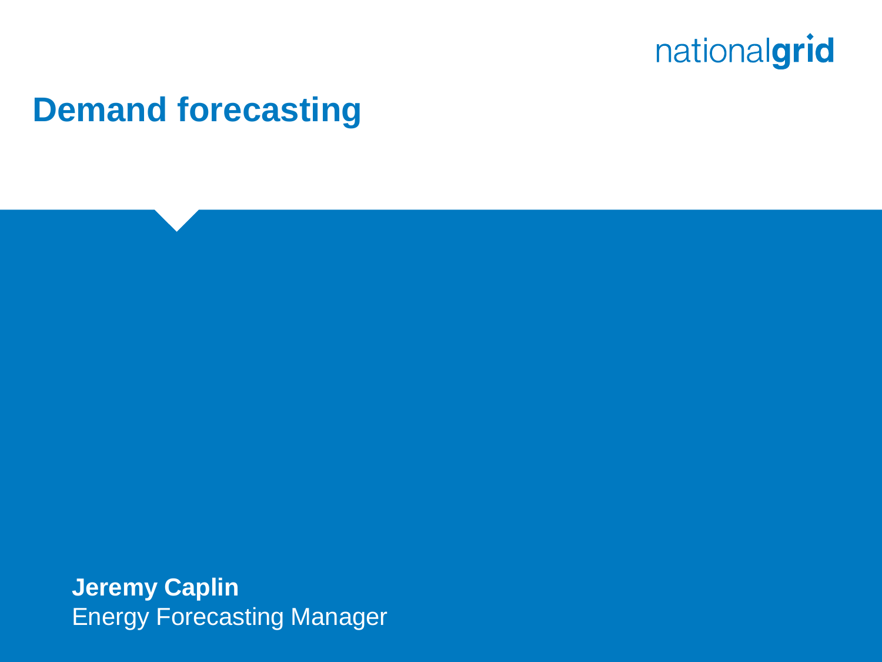nationalgrid

# Demand forecasting

**Jeremy Caplin**
Energy Forecasting Manager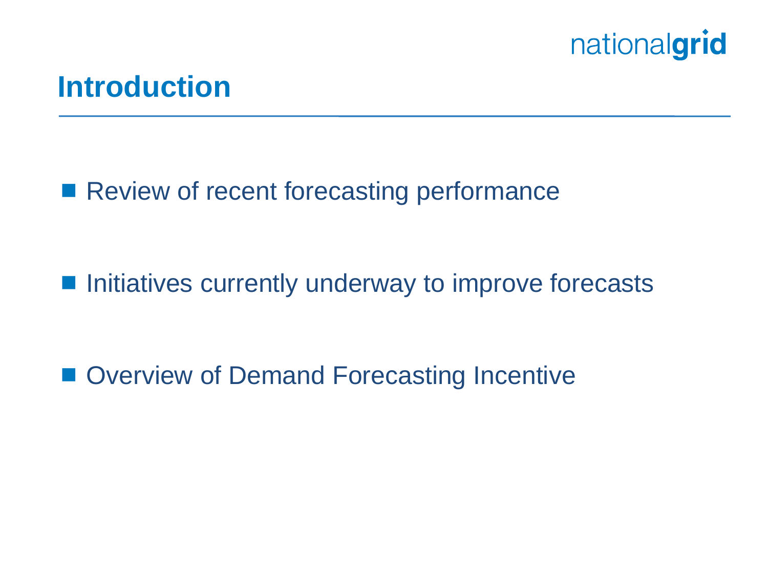# Introduction

- Review of recent forecasting performance
- Initiatives currently underway to improve forecasts
- Overview of Demand Forecasting Incentive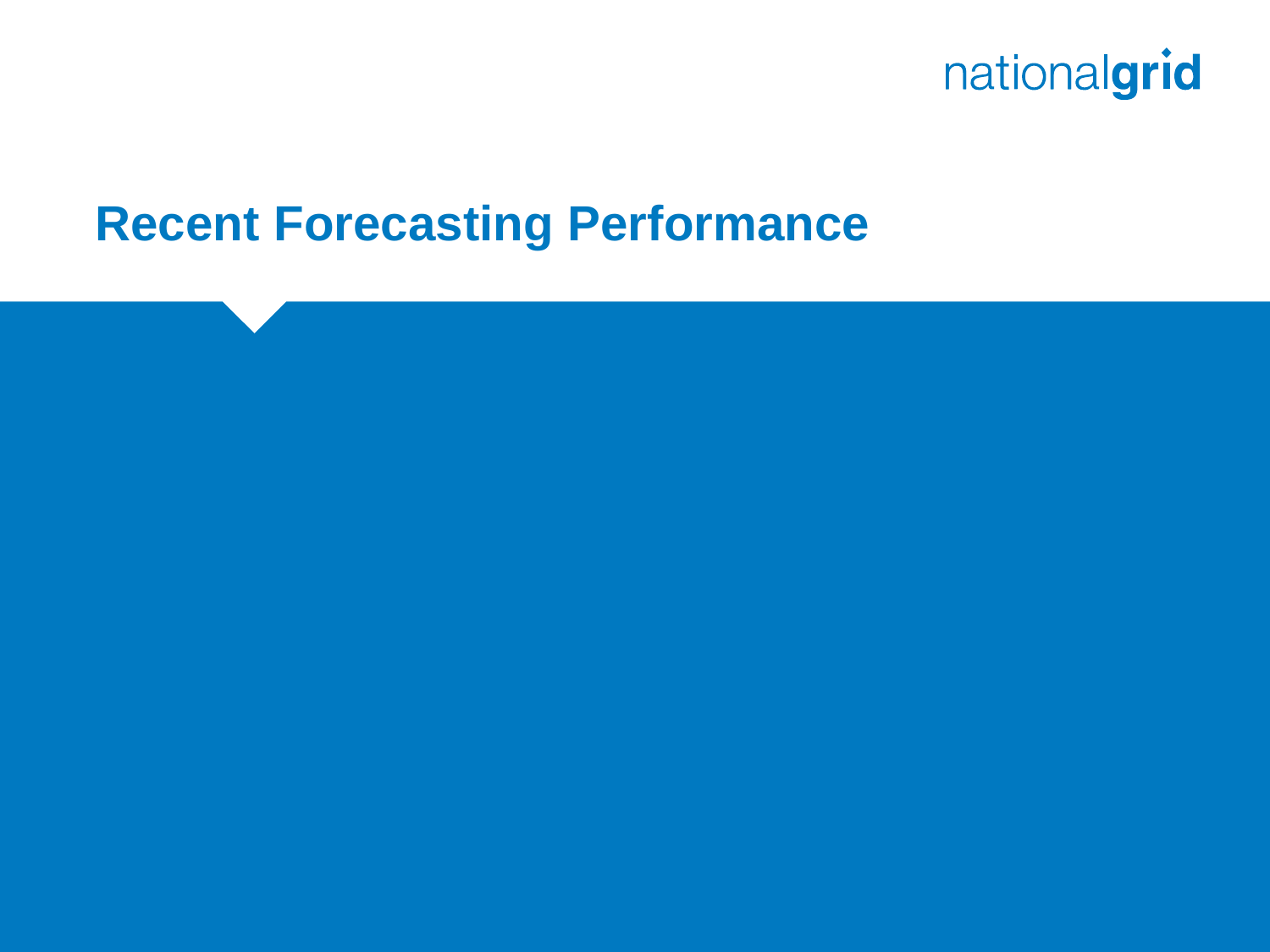# Recent Forecasting Performance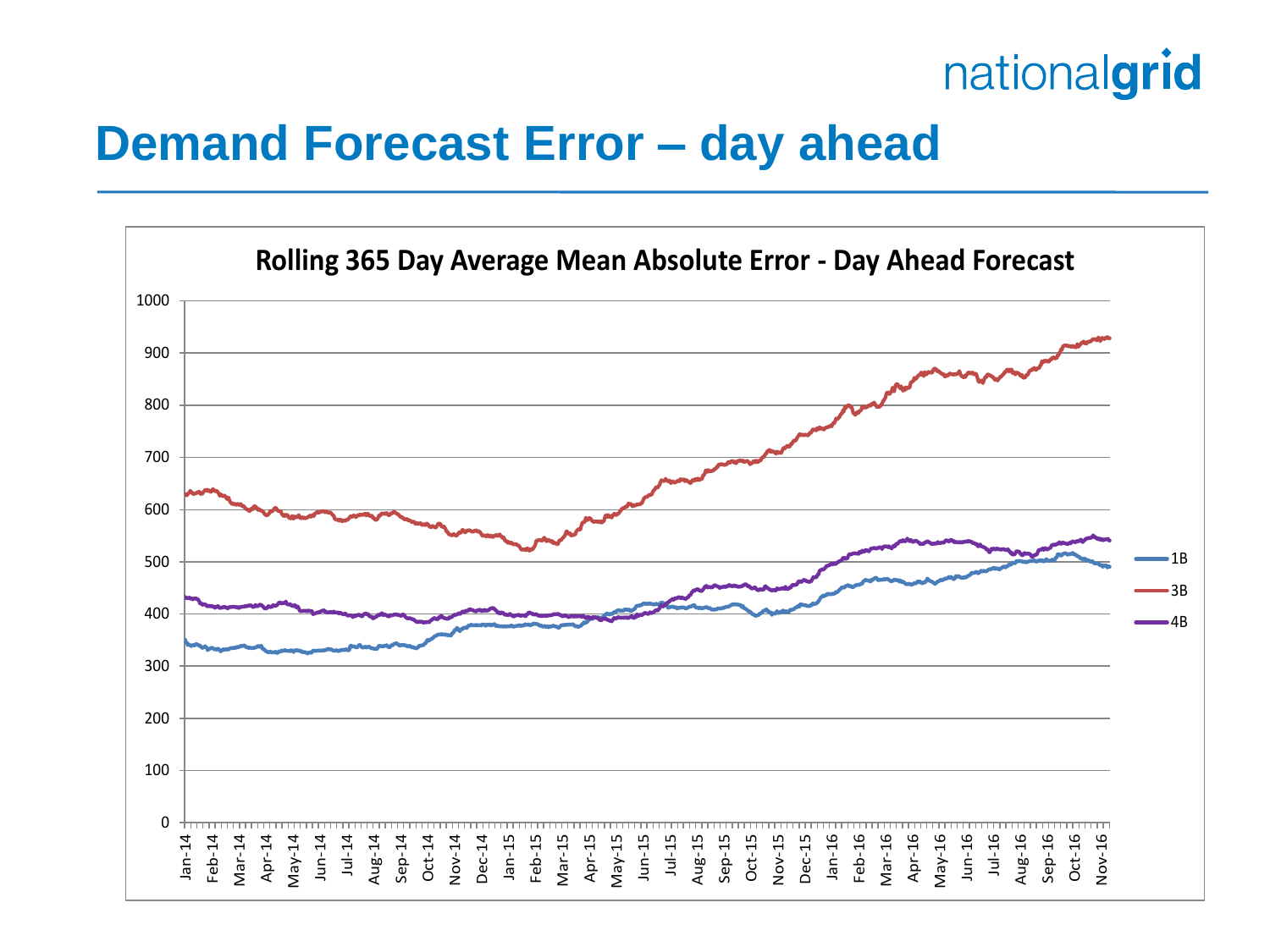# Demand Forecast Error – day ahead

**Rolling 365 Day Average Mean Absolute Error - Day Ahead Forecast**

Y-axis: 0, 100, 200, 300, 400, 500, 600, 700, 800, 900, 1000

X-axis: Jan-14, Feb-14, Mar-14, Apr-14, May-14, Jun-14, Jul-14, Aug-14, Sep-14, Oct-14, Nov-14, Dec-14, Jan-15, Feb-15, Mar-15, Apr-15, May-15, Jun-15, Jul-15, Aug-15, Sep-15, Oct-15, Nov-15, Dec-15, Jan-16, Feb-16, Mar-16, Apr-16, May-16, Jun-16, Jul-16, Aug-16, Sep-16, Oct-16, Nov-16

Legend: 1B, 3B, 4B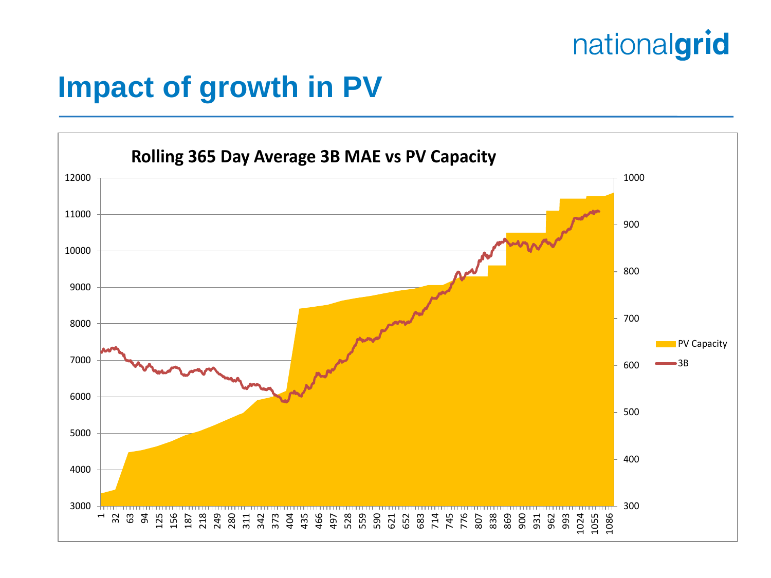# Impact of growth in PV

**Rolling 365 Day Average 3B MAE vs PV Capacity**

Left axis: 3000, 4000, 5000, 6000, 7000, 8000, 9000, 10000, 11000, 12000

Right axis: 300, 400, 500, 600, 700, 800, 900, 1000

X axis: 1, 32, 63, 94, 125, 156, 187, 218, 249, 280, 311, 342, 373, 404, 435, 466, 497, 528, 559, 590, 621, 652, 683, 714, 745, 776, 807, 838, 869, 900, 931, 962, 993, 1024, 1055, 1086

Legend: PV Capacity, 3B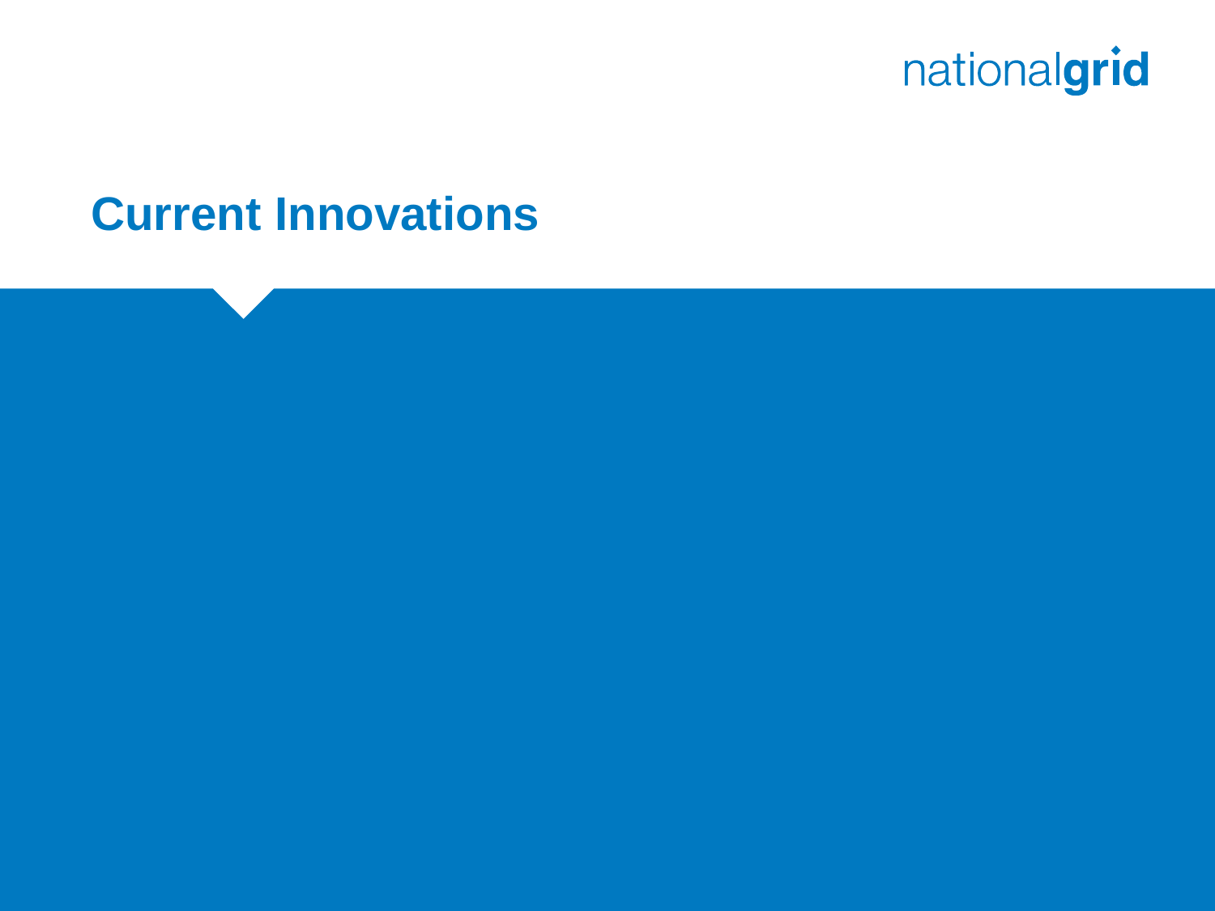# Current Innovations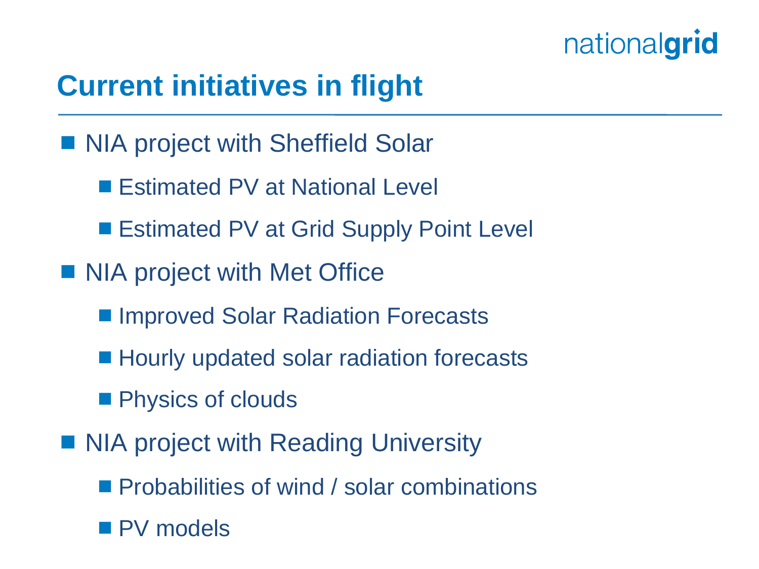# Current initiatives in flight

- NIA project with Sheffield Solar
  - Estimated PV at National Level
  - Estimated PV at Grid Supply Point Level
- NIA project with Met Office
  - Improved Solar Radiation Forecasts
  - Hourly updated solar radiation forecasts
  - Physics of clouds
- NIA project with Reading University
  - Probabilities of wind / solar combinations
  - PV models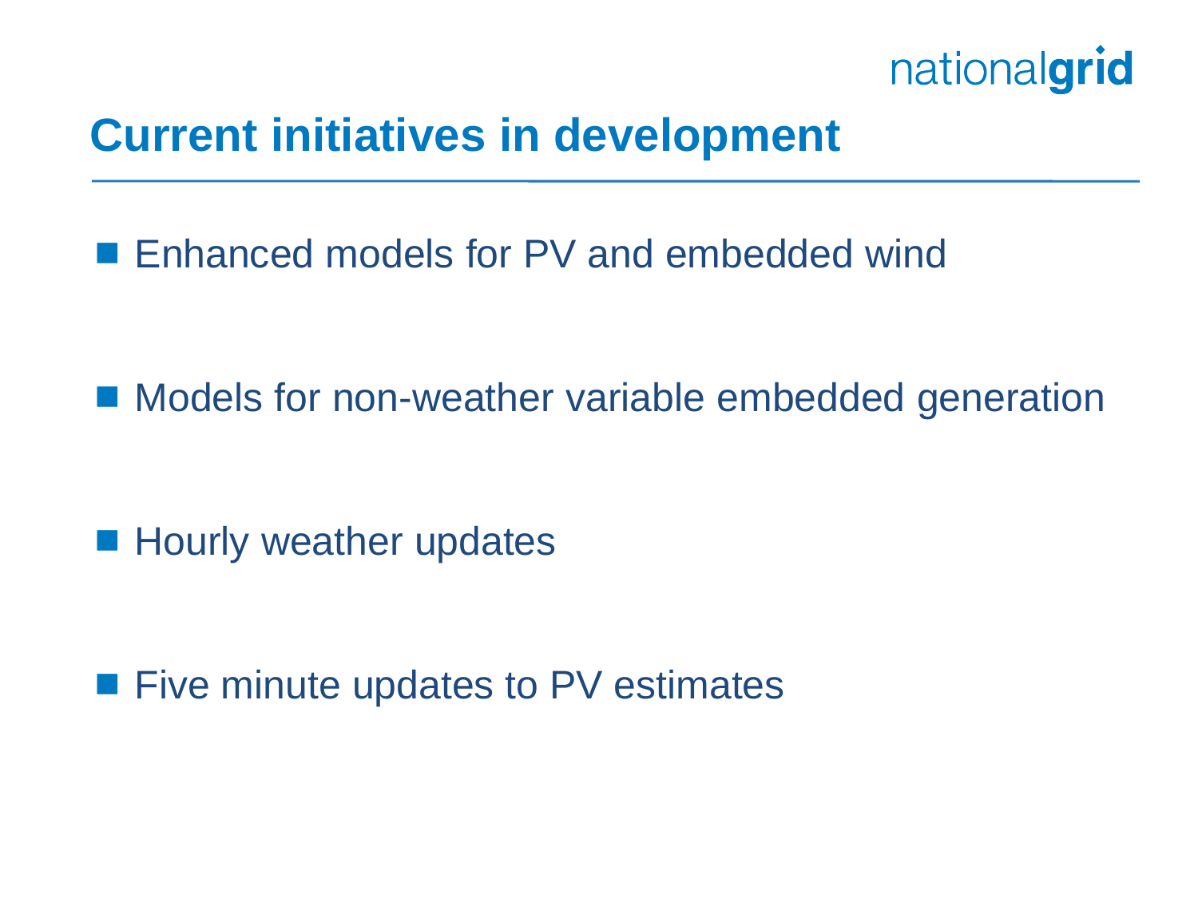# Current initiatives in development

- Enhanced models for PV and embedded wind
- Models for non-weather variable embedded generation
- Hourly weather updates
- Five minute updates to PV estimates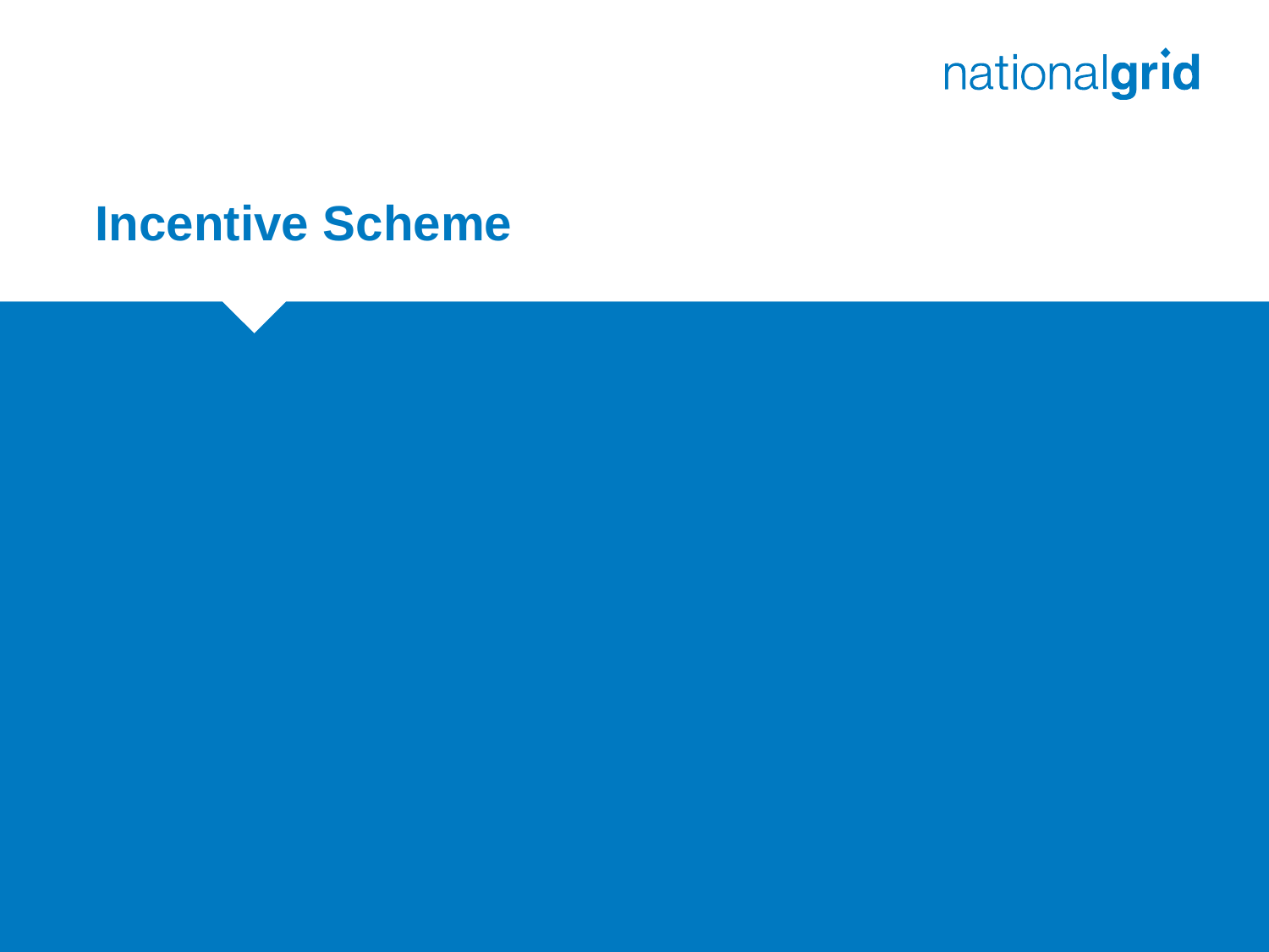# Incentive Scheme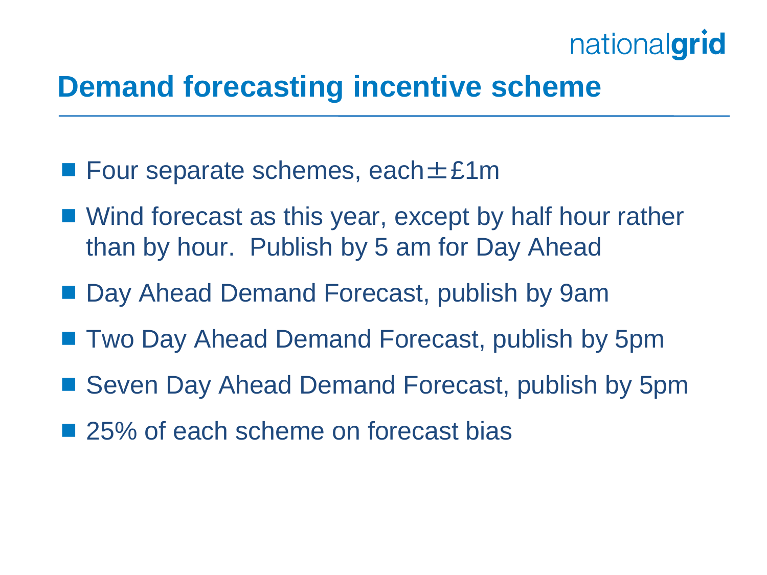## Demand forecasting incentive scheme

- Four separate schemes, each ±£1m
- Wind forecast as this year, except by half hour rather than by hour. Publish by 5 am for Day Ahead
- Day Ahead Demand Forecast, publish by 9am
- Two Day Ahead Demand Forecast, publish by 5pm
- Seven Day Ahead Demand Forecast, publish by 5pm
- 25% of each scheme on forecast bias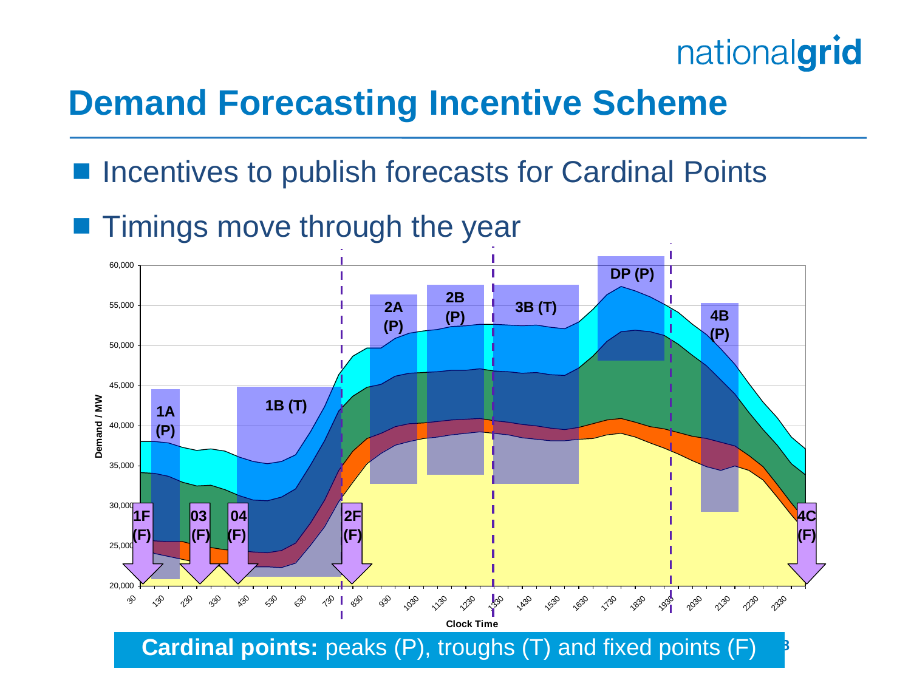# Demand Forecasting Incentive Scheme

- Incentives to publish forecasts for Cardinal Points
- Timings move through the year

**Cardinal points:** peaks (P), troughs (T) and fixed points (F)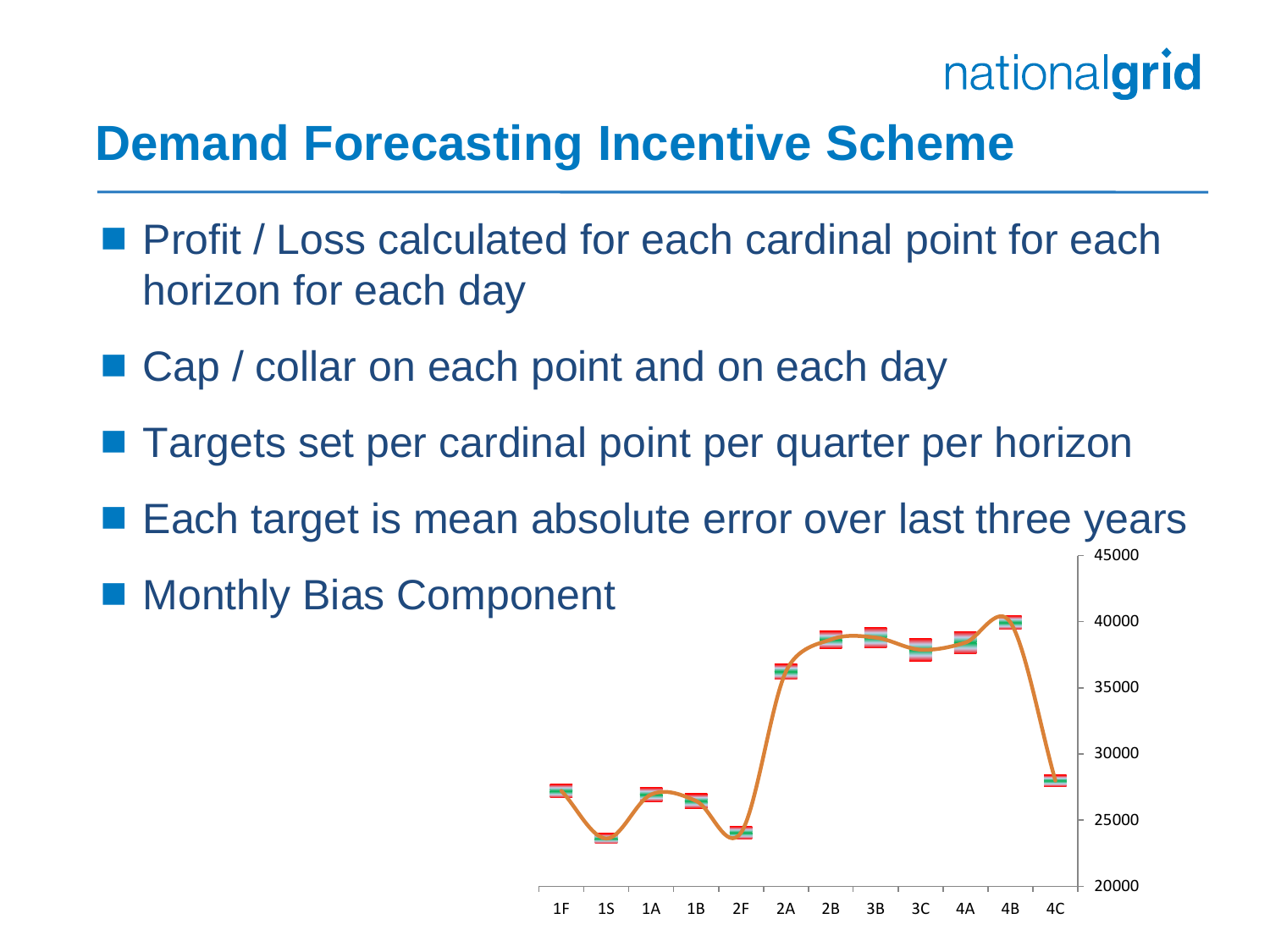# Demand Forecasting Incentive Scheme

- Profit / Loss calculated for each cardinal point for each horizon for each day
- Cap / collar on each point and on each day
- Targets set per cardinal point per quarter per horizon
- Each target is mean absolute error over last three years
- Monthly Bias Component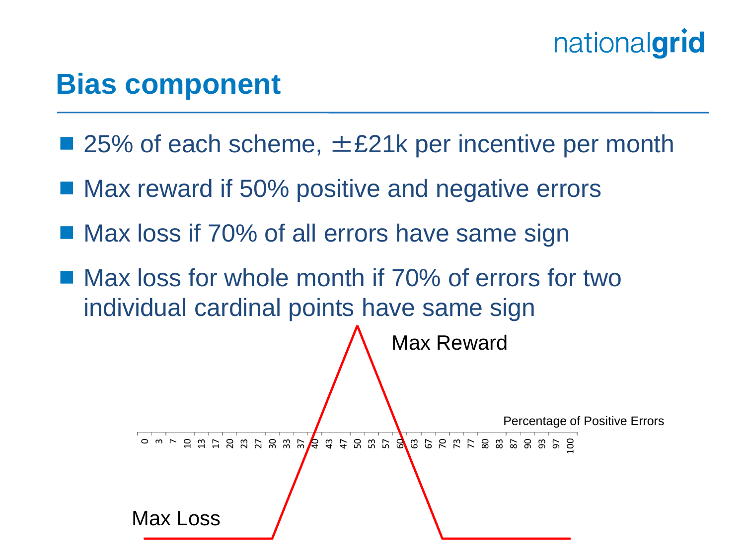# Bias component

- 25% of each scheme, ±£21k per incentive per month
- Max reward if 50% positive and negative errors
- Max loss if 70% of all errors have same sign
- Max loss for whole month if 70% of errors for two individual cardinal points have same sign

Max Reward

Percentage of Positive Errors

0 3 7 10 13 17 20 23 27 30 33 37 40 43 47 50 53 57 60 63 67 70 73 77 80 83 87 90 93 97 100

Max Loss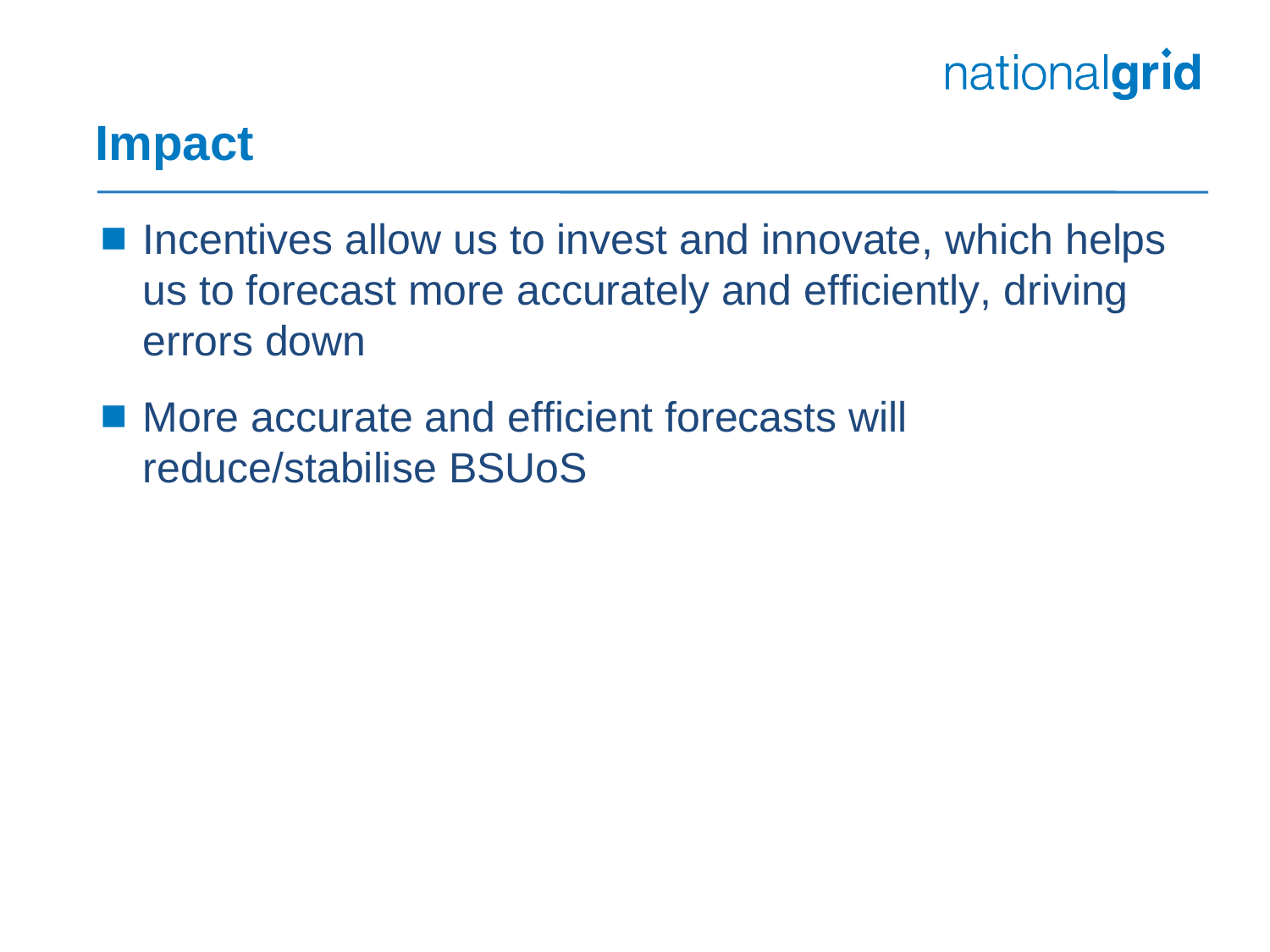# Impact

- Incentives allow us to invest and innovate, which helps us to forecast more accurately and efficiently, driving errors down
- More accurate and efficient forecasts will reduce/stabilise BSUoS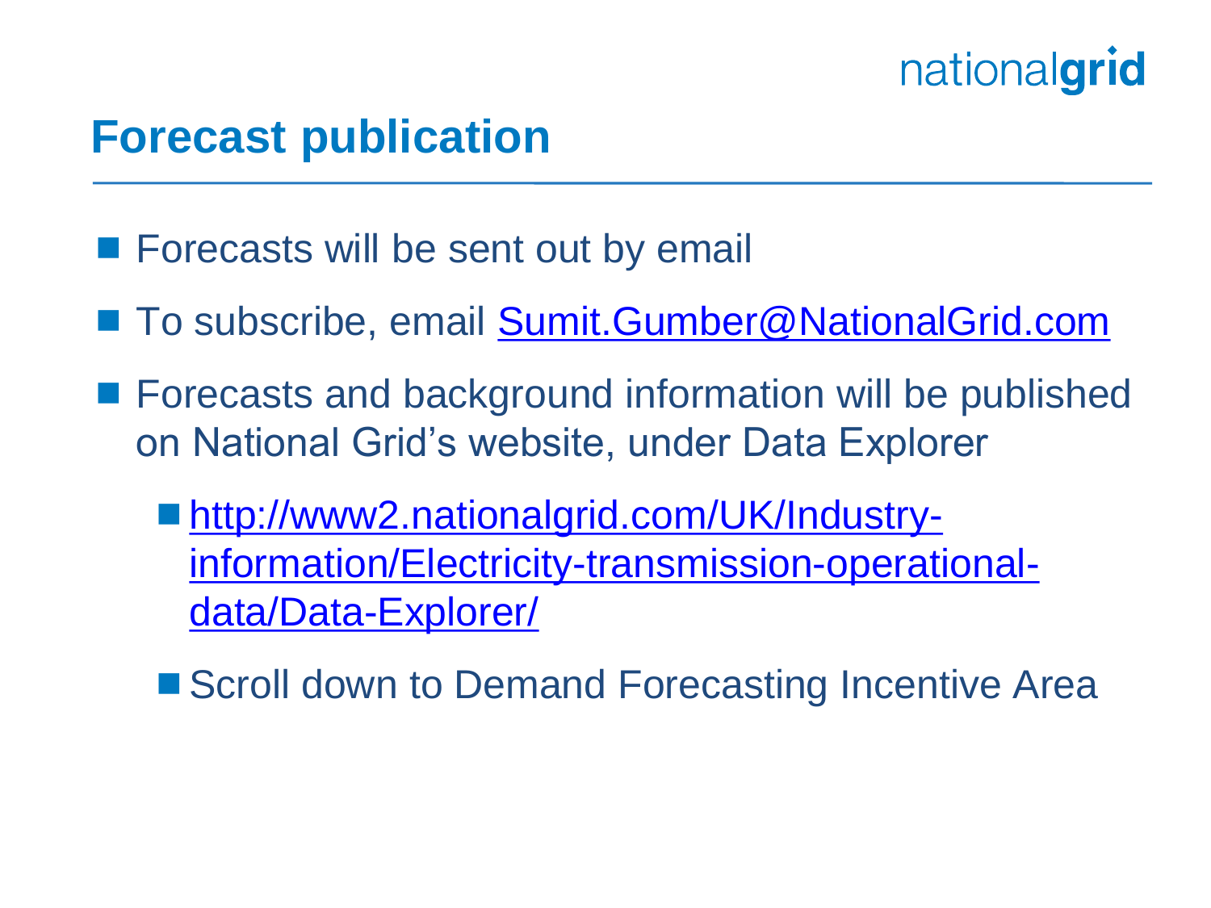## Forecast publication

- Forecasts will be sent out by email
- To subscribe, email [Sumit.Gumber@NationalGrid.com](mailto:Sumit.Gumber@NationalGrid.com)
- Forecasts and background information will be published on National Grid's website, under Data Explorer
  - [http://www2.nationalgrid.com/UK/Industry-information/Electricity-transmission-operational-data/Data-Explorer/](http://www2.nationalgrid.com/UK/Industry-information/Electricity-transmission-operational-data/Data-Explorer/)
  - Scroll down to Demand Forecasting Incentive Area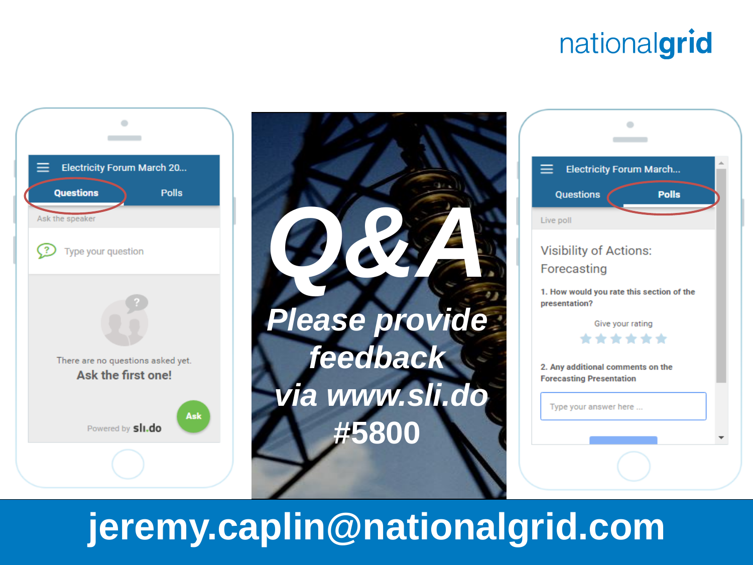# Q&A

***Please provide feedback via www.sli.do #5800***

Electricity Forum March 20...

Questions | Polls

Ask the speaker

Type your question

There are no questions asked yet.

Ask the first one!

Powered by sli.do

Ask

Electricity Forum March...

Questions | Polls

Live poll

Visibility of Actions: Forecasting

1. How would you rate this section of the presentation?

Give your rating

2. Any additional comments on the Forecasting Presentation

Type your answer here ...

**jeremy.caplin@nationalgrid.com**